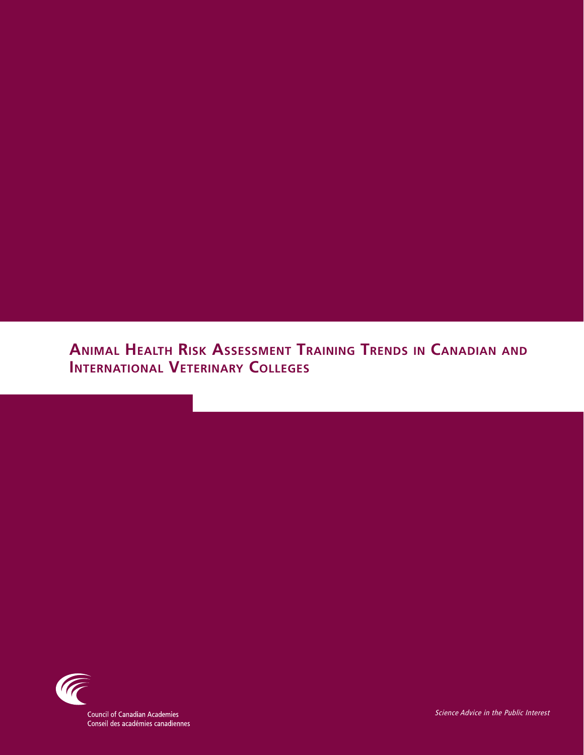# Animal Health Risk Assessment Training Trends in Canadian and International Veterinary Colleges

Council of Canadian Academies
Conseil des académies canadiennes

*Science Advice in the Public Interest*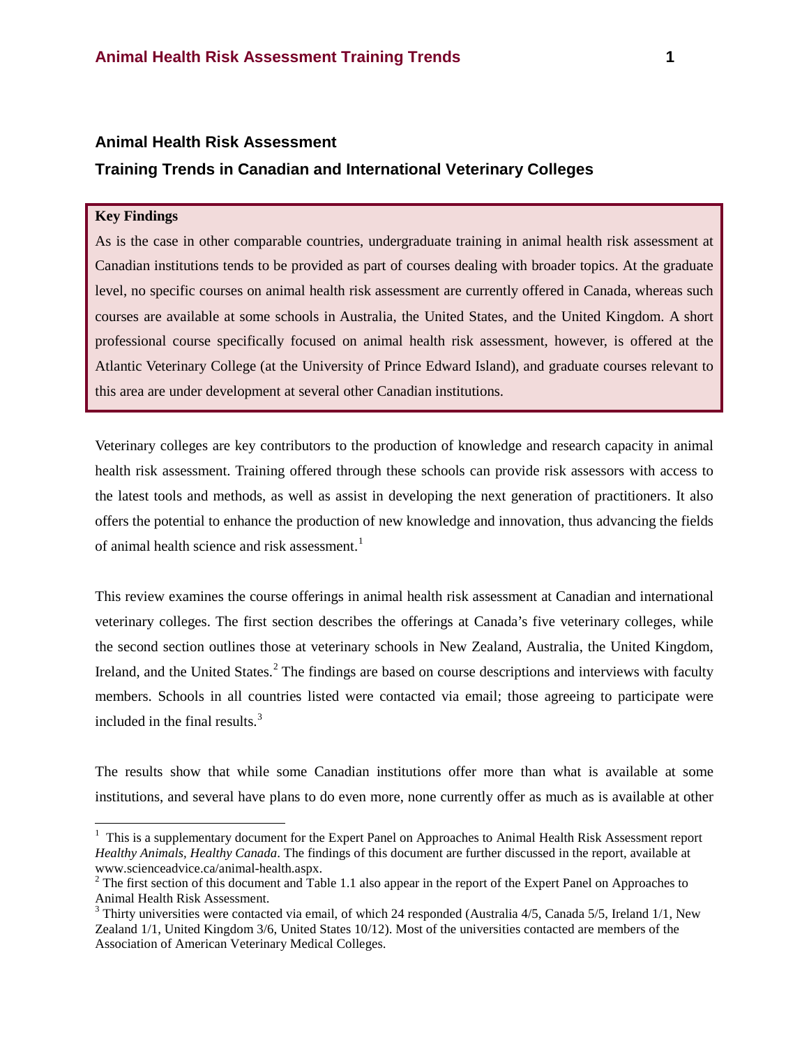# Animal Health Risk Assessment

# Training Trends in Canadian and International Veterinary Colleges

**Key Findings**

As is the case in other comparable countries, undergraduate training in animal health risk assessment at Canadian institutions tends to be provided as part of courses dealing with broader topics. At the graduate level, no specific courses on animal health risk assessment are currently offered in Canada, whereas such courses are available at some schools in Australia, the United States, and the United Kingdom. A short professional course specifically focused on animal health risk assessment, however, is offered at the Atlantic Veterinary College (at the University of Prince Edward Island), and graduate courses relevant to this area are under development at several other Canadian institutions.

Veterinary colleges are key contributors to the production of knowledge and research capacity in animal health risk assessment. Training offered through these schools can provide risk assessors with access to the latest tools and methods, as well as assist in developing the next generation of practitioners. It also offers the potential to enhance the production of new knowledge and innovation, thus advancing the fields of animal health science and risk assessment.[1]

This review examines the course offerings in animal health risk assessment at Canadian and international veterinary colleges. The first section describes the offerings at Canada's five veterinary colleges, while the second section outlines those at veterinary schools in New Zealand, Australia, the United Kingdom, Ireland, and the United States.[2] The findings are based on course descriptions and interviews with faculty members. Schools in all countries listed were contacted via email; those agreeing to participate were included in the final results.[3]

The results show that while some Canadian institutions offer more than what is available at some institutions, and several have plans to do even more, none currently offer as much as is available at other

---

[1] This is a supplementary document for the Expert Panel on Approaches to Animal Health Risk Assessment report *Healthy Animals, Healthy Canada*. The findings of this document are further discussed in the report, available at www.scienceadvice.ca/animal-health.aspx.

[2] The first section of this document and Table 1.1 also appear in the report of the Expert Panel on Approaches to Animal Health Risk Assessment.

[3] Thirty universities were contacted via email, of which 24 responded (Australia 4/5, Canada 5/5, Ireland 1/1, New Zealand 1/1, United Kingdom 3/6, United States 10/12). Most of the universities contacted are members of the Association of American Veterinary Medical Colleges.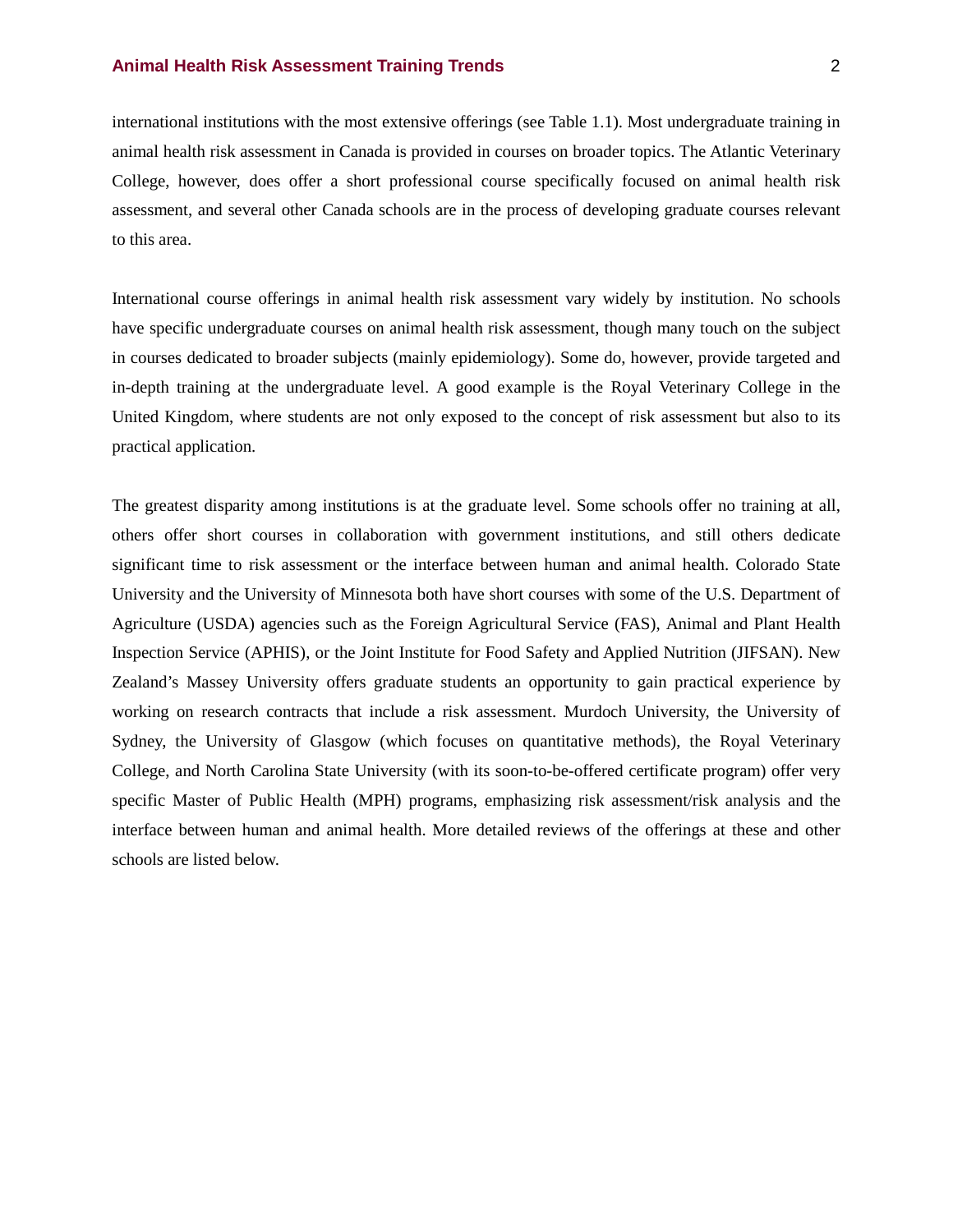international institutions with the most extensive offerings (see Table 1.1). Most undergraduate training in animal health risk assessment in Canada is provided in courses on broader topics. The Atlantic Veterinary College, however, does offer a short professional course specifically focused on animal health risk assessment, and several other Canada schools are in the process of developing graduate courses relevant to this area.

International course offerings in animal health risk assessment vary widely by institution. No schools have specific undergraduate courses on animal health risk assessment, though many touch on the subject in courses dedicated to broader subjects (mainly epidemiology). Some do, however, provide targeted and in-depth training at the undergraduate level. A good example is the Royal Veterinary College in the United Kingdom, where students are not only exposed to the concept of risk assessment but also to its practical application.

The greatest disparity among institutions is at the graduate level. Some schools offer no training at all, others offer short courses in collaboration with government institutions, and still others dedicate significant time to risk assessment or the interface between human and animal health. Colorado State University and the University of Minnesota both have short courses with some of the U.S. Department of Agriculture (USDA) agencies such as the Foreign Agricultural Service (FAS), Animal and Plant Health Inspection Service (APHIS), or the Joint Institute for Food Safety and Applied Nutrition (JIFSAN). New Zealand's Massey University offers graduate students an opportunity to gain practical experience by working on research contracts that include a risk assessment. Murdoch University, the University of Sydney, the University of Glasgow (which focuses on quantitative methods), the Royal Veterinary College, and North Carolina State University (with its soon-to-be-offered certificate program) offer very specific Master of Public Health (MPH) programs, emphasizing risk assessment/risk analysis and the interface between human and animal health. More detailed reviews of the offerings at these and other schools are listed below.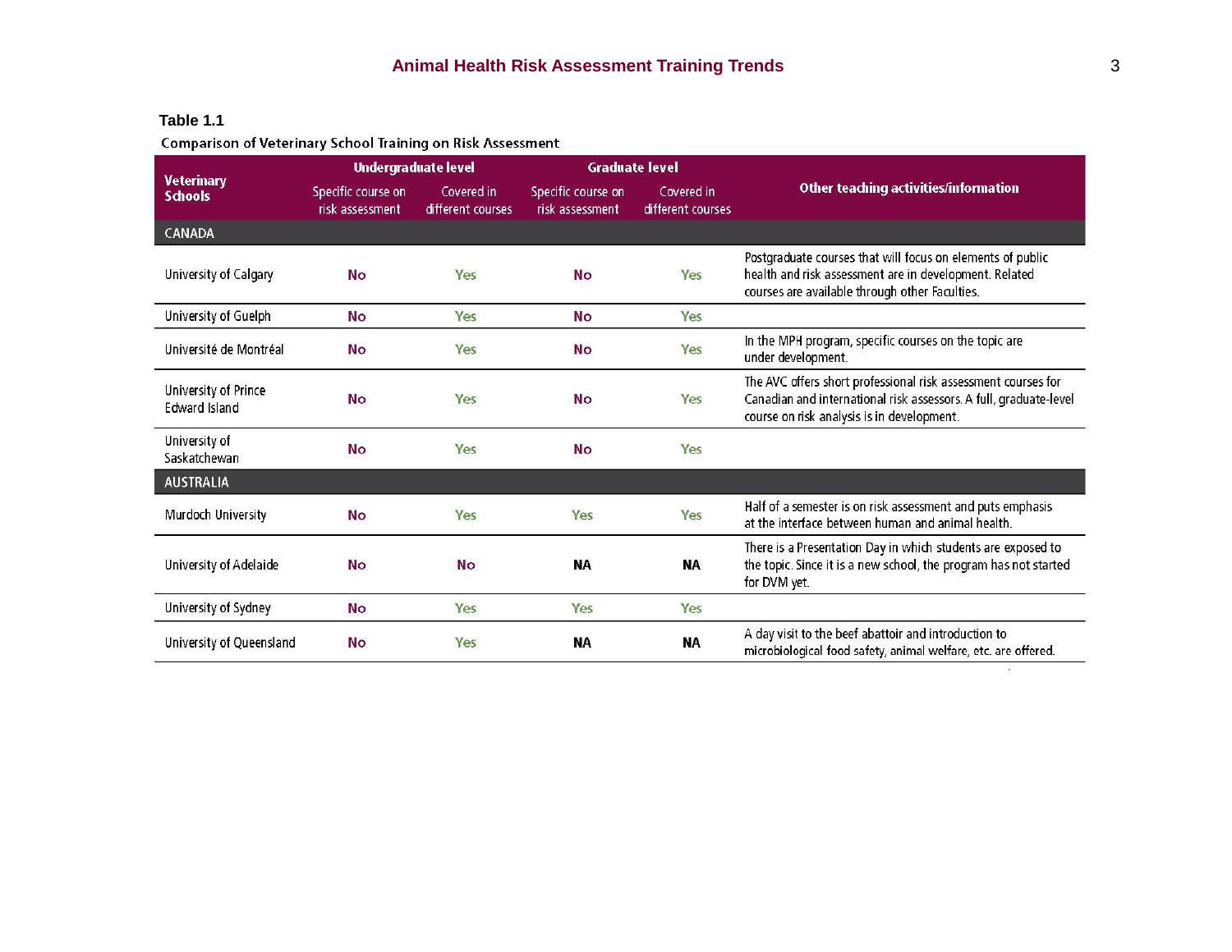**Table 1.1**

Comparison of Veterinary School Training on Risk Assessment

| Veterinary Schools | Undergraduate level | | Graduate level | | Other teaching activities/information |
|---|---|---|---|---|---|
| | Specific course on risk assessment | Covered in different courses | Specific course on risk assessment | Covered in different courses | |
| **CANADA** | | | | | |
| University of Calgary | No | Yes | No | Yes | Postgraduate courses that will focus on elements of public health and risk assessment are in development. Related courses are available through other Faculties. |
| University of Guelph | No | Yes | No | Yes | |
| Université de Montréal | No | Yes | No | Yes | In the MPH program, specific courses on the topic are under development. |
| University of Prince Edward Island | No | Yes | No | Yes | The AVC offers short professional risk assessment courses for Canadian and international risk assessors. A full, graduate-level course on risk analysis is in development. |
| University of Saskatchewan | No | Yes | No | Yes | |
| **AUSTRALIA** | | | | | |
| Murdoch University | No | Yes | Yes | Yes | Half of a semester is on risk assessment and puts emphasis at the interface between human and animal health. |
| University of Adelaide | No | No | NA | NA | There is a Presentation Day in which students are exposed to the topic. Since it is a new school, the program has not started for DVM yet. |
| University of Sydney | No | Yes | Yes | Yes | |
| University of Queensland | No | Yes | NA | NA | A day visit to the beef abattoir and introduction to microbiological food safety, animal welfare, etc. are offered. |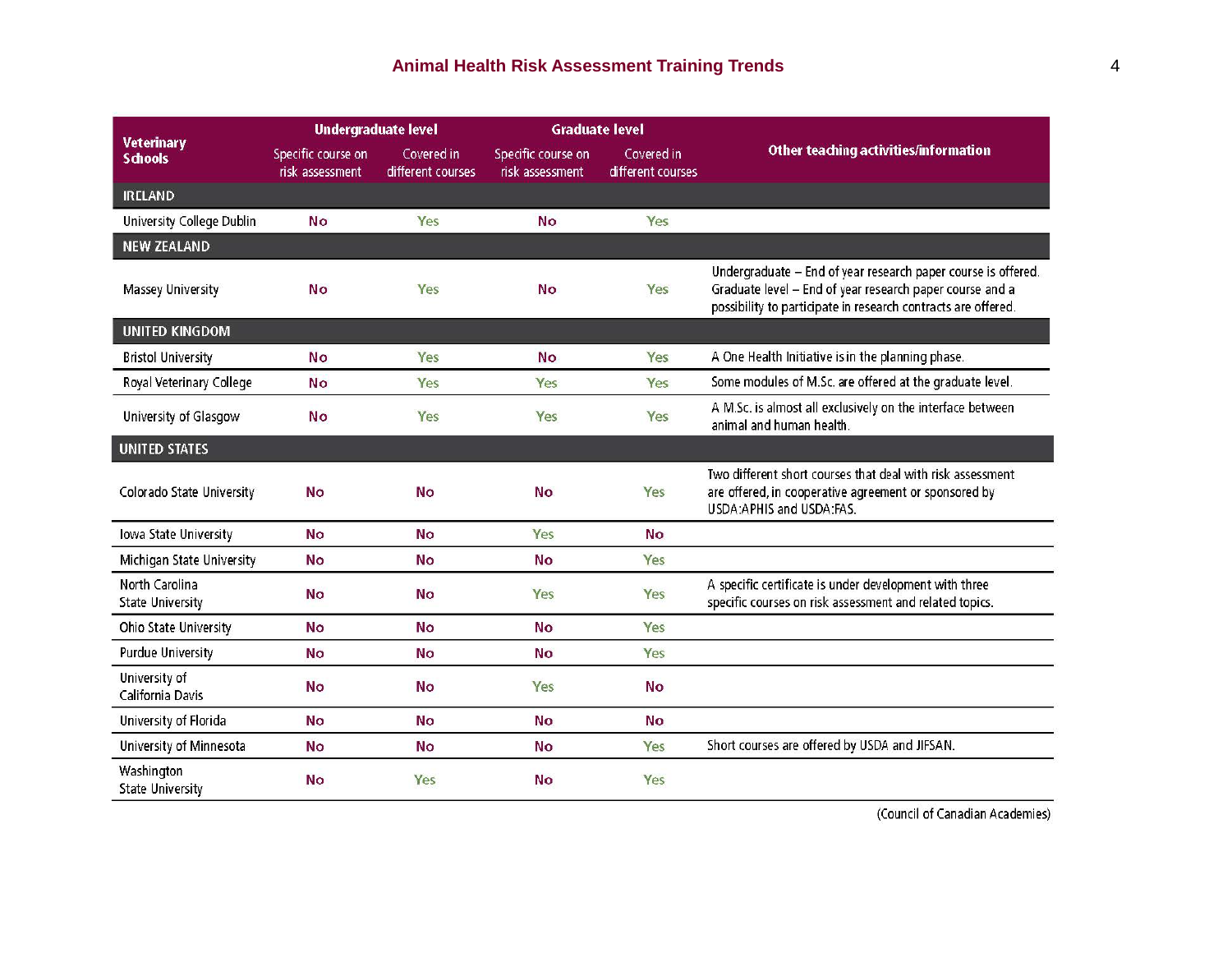| Veterinary Schools | Undergraduate level | | Graduate level | | Other teaching activities/information |
|---|---|---|---|---|---|
| | Specific course on risk assessment | Covered in different courses | Specific course on risk assessment | Covered in different courses | |
| **IRELAND** | | | | | |
| University College Dublin | No | Yes | No | Yes | |
| **NEW ZEALAND** | | | | | |
| Massey University | No | Yes | No | Yes | Undergraduate – End of year research paper course is offered. Graduate level – End of year research paper course and a possibility to participate in research contracts are offered. |
| **UNITED KINGDOM** | | | | | |
| Bristol University | No | Yes | No | Yes | A One Health Initiative is in the planning phase. |
| Royal Veterinary College | No | Yes | Yes | Yes | Some modules of M.Sc. are offered at the graduate level. |
| University of Glasgow | No | Yes | Yes | Yes | A M.Sc. is almost all exclusively on the interface between animal and human health. |
| **UNITED STATES** | | | | | |
| Colorado State University | No | No | No | Yes | Two different short courses that deal with risk assessment are offered, in cooperative agreement or sponsored by USDA:APHIS and USDA:FAS. |
| Iowa State University | No | No | Yes | No | |
| Michigan State University | No | No | No | Yes | |
| North Carolina State University | No | No | Yes | Yes | A specific certificate is under development with three specific courses on risk assessment and related topics. |
| Ohio State University | No | No | No | Yes | |
| Purdue University | No | No | No | Yes | |
| University of California Davis | No | No | Yes | No | |
| University of Florida | No | No | No | No | |
| University of Minnesota | No | No | No | Yes | Short courses are offered by USDA and JIFSAN. |
| Washington State University | No | Yes | No | Yes | |

(Council of Canadian Academies)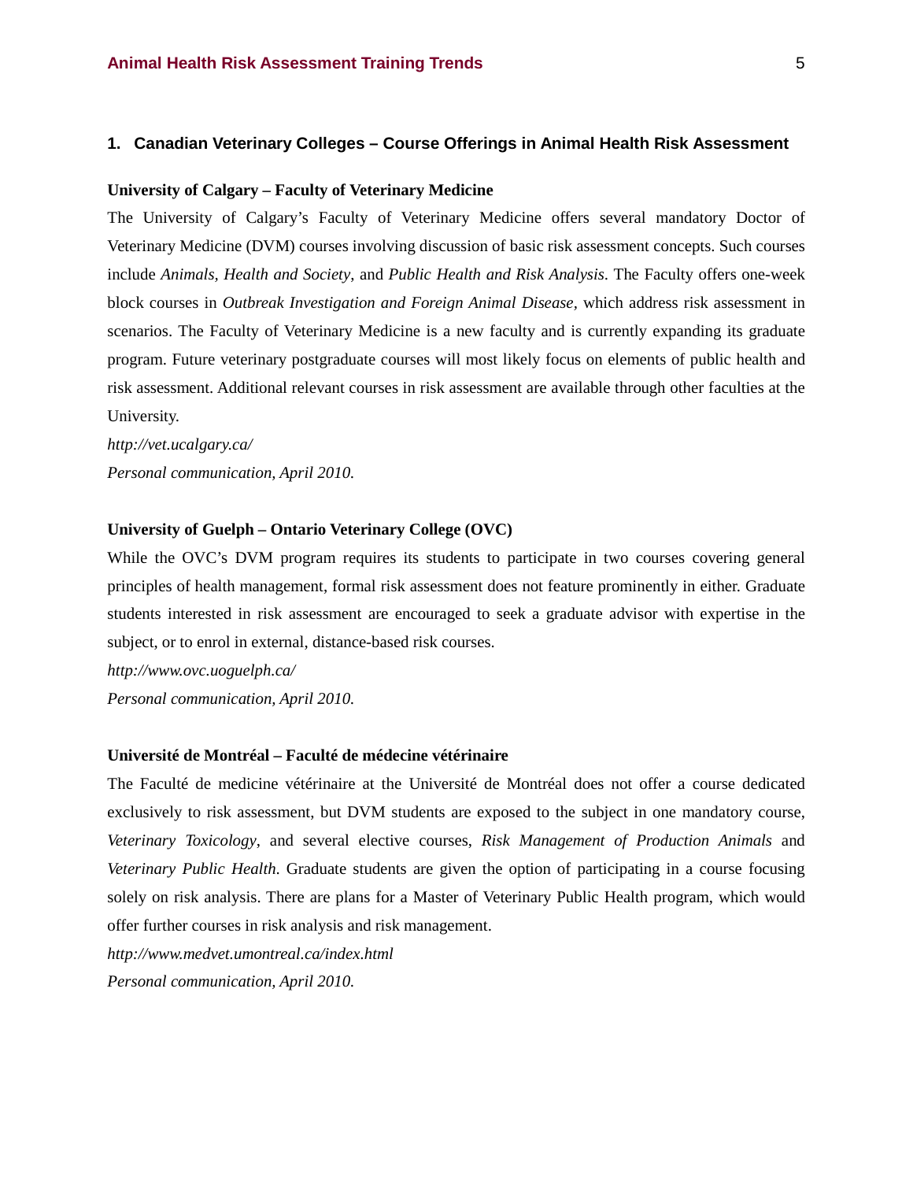## 1. Canadian Veterinary Colleges – Course Offerings in Animal Health Risk Assessment

**University of Calgary – Faculty of Veterinary Medicine**

The University of Calgary's Faculty of Veterinary Medicine offers several mandatory Doctor of Veterinary Medicine (DVM) courses involving discussion of basic risk assessment concepts. Such courses include *Animals, Health and Society*, and *Public Health and Risk Analysis*. The Faculty offers one-week block courses in *Outbreak Investigation and Foreign Animal Disease*, which address risk assessment in scenarios. The Faculty of Veterinary Medicine is a new faculty and is currently expanding its graduate program. Future veterinary postgraduate courses will most likely focus on elements of public health and risk assessment. Additional relevant courses in risk assessment are available through other faculties at the University.

*http://vet.ucalgary.ca/*

*Personal communication, April 2010.*

**University of Guelph – Ontario Veterinary College (OVC)**

While the OVC's DVM program requires its students to participate in two courses covering general principles of health management, formal risk assessment does not feature prominently in either. Graduate students interested in risk assessment are encouraged to seek a graduate advisor with expertise in the subject, or to enrol in external, distance-based risk courses.

*http://www.ovc.uoguelph.ca/*

*Personal communication, April 2010.*

**Université de Montréal – Faculté de médecine vétérinaire**

The Faculté de medicine vétérinaire at the Université de Montréal does not offer a course dedicated exclusively to risk assessment, but DVM students are exposed to the subject in one mandatory course, *Veterinary Toxicology*, and several elective courses, *Risk Management of Production Animals* and *Veterinary Public Health*. Graduate students are given the option of participating in a course focusing solely on risk analysis. There are plans for a Master of Veterinary Public Health program, which would offer further courses in risk analysis and risk management.

*http://www.medvet.umontreal.ca/index.html*

*Personal communication, April 2010.*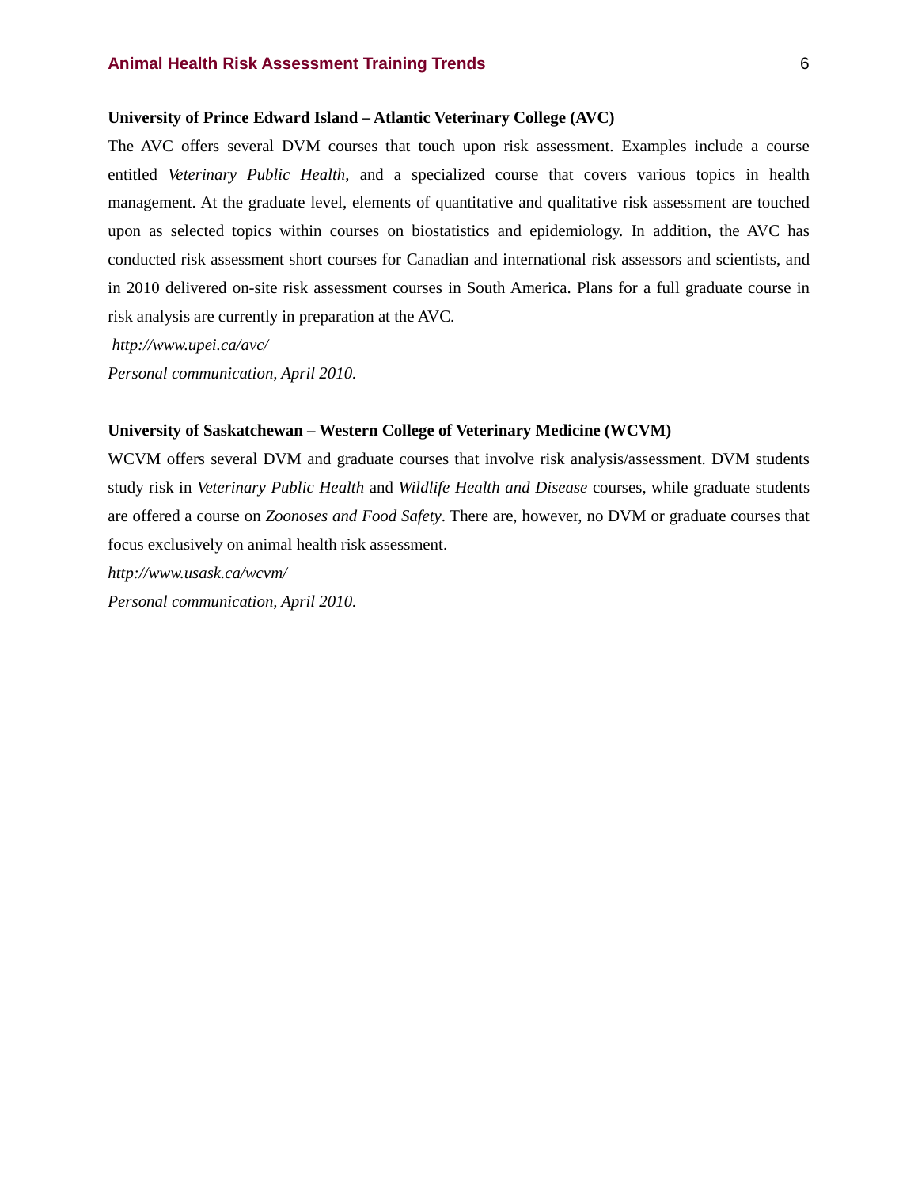**University of Prince Edward Island – Atlantic Veterinary College (AVC)**

The AVC offers several DVM courses that touch upon risk assessment. Examples include a course entitled *Veterinary Public Health*, and a specialized course that covers various topics in health management. At the graduate level, elements of quantitative and qualitative risk assessment are touched upon as selected topics within courses on biostatistics and epidemiology. In addition, the AVC has conducted risk assessment short courses for Canadian and international risk assessors and scientists, and in 2010 delivered on-site risk assessment courses in South America. Plans for a full graduate course in risk analysis are currently in preparation at the AVC.

*http://www.upei.ca/avc/*

*Personal communication, April 2010.*

**University of Saskatchewan – Western College of Veterinary Medicine (WCVM)**

WCVM offers several DVM and graduate courses that involve risk analysis/assessment. DVM students study risk in *Veterinary Public Health* and *Wildlife Health and Disease* courses, while graduate students are offered a course on *Zoonoses and Food Safety*. There are, however, no DVM or graduate courses that focus exclusively on animal health risk assessment.

*http://www.usask.ca/wcvm/*

*Personal communication, April 2010.*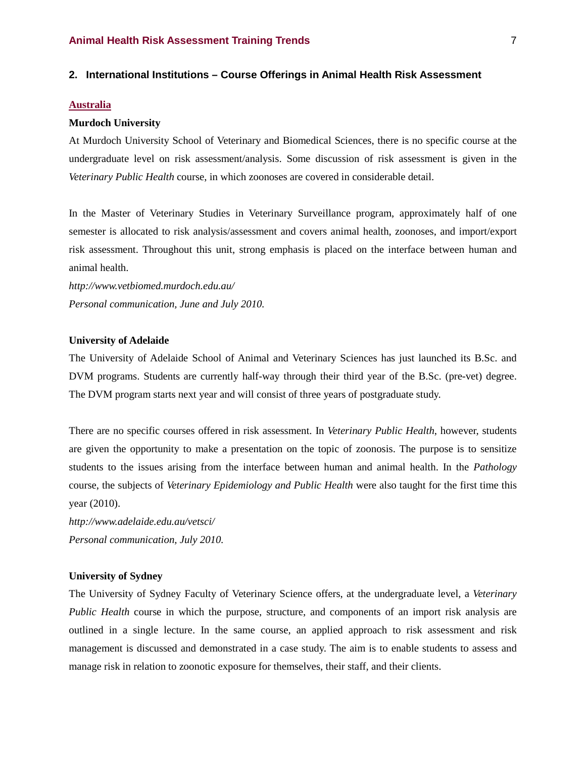## 2. International Institutions – Course Offerings in Animal Health Risk Assessment

### Australia

**Murdoch University**

At Murdoch University School of Veterinary and Biomedical Sciences, there is no specific course at the undergraduate level on risk assessment/analysis. Some discussion of risk assessment is given in the *Veterinary Public Health* course, in which zoonoses are covered in considerable detail.

In the Master of Veterinary Studies in Veterinary Surveillance program, approximately half of one semester is allocated to risk analysis/assessment and covers animal health, zoonoses, and import/export risk assessment. Throughout this unit, strong emphasis is placed on the interface between human and animal health.

*http://www.vetbiomed.murdoch.edu.au/*

*Personal communication, June and July 2010.*

**University of Adelaide**

The University of Adelaide School of Animal and Veterinary Sciences has just launched its B.Sc. and DVM programs. Students are currently half-way through their third year of the B.Sc. (pre-vet) degree. The DVM program starts next year and will consist of three years of postgraduate study.

There are no specific courses offered in risk assessment. In *Veterinary Public Health*, however, students are given the opportunity to make a presentation on the topic of zoonosis. The purpose is to sensitize students to the issues arising from the interface between human and animal health. In the *Pathology* course, the subjects of *Veterinary Epidemiology and Public Health* were also taught for the first time this year (2010).

*http://www.adelaide.edu.au/vetsci/*

*Personal communication, July 2010.*

**University of Sydney**

The University of Sydney Faculty of Veterinary Science offers, at the undergraduate level, a *Veterinary Public Health* course in which the purpose, structure, and components of an import risk analysis are outlined in a single lecture. In the same course, an applied approach to risk assessment and risk management is discussed and demonstrated in a case study. The aim is to enable students to assess and manage risk in relation to zoonotic exposure for themselves, their staff, and their clients.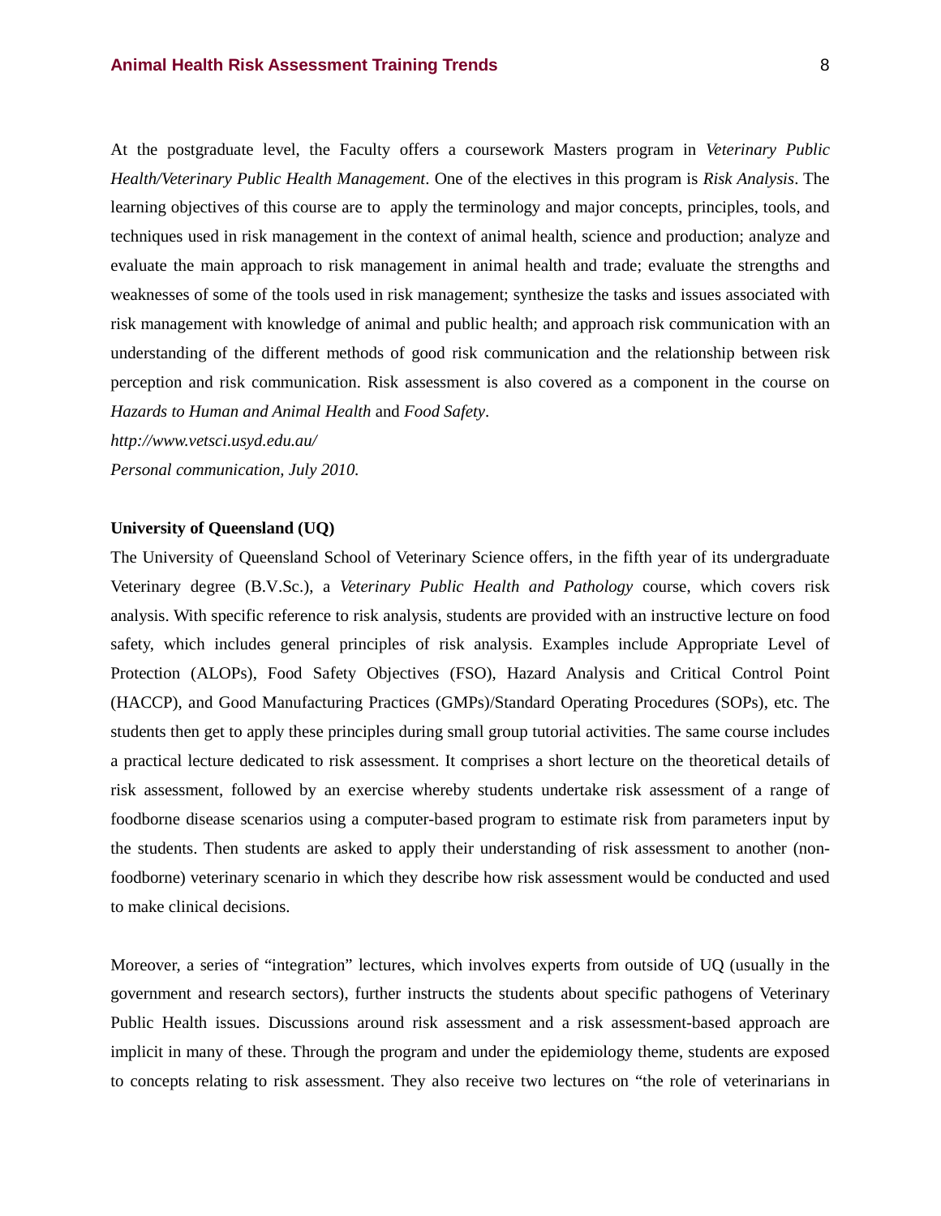At the postgraduate level, the Faculty offers a coursework Masters program in *Veterinary Public Health/Veterinary Public Health Management*. One of the electives in this program is *Risk Analysis*. The learning objectives of this course are to apply the terminology and major concepts, principles, tools, and techniques used in risk management in the context of animal health, science and production; analyze and evaluate the main approach to risk management in animal health and trade; evaluate the strengths and weaknesses of some of the tools used in risk management; synthesize the tasks and issues associated with risk management with knowledge of animal and public health; and approach risk communication with an understanding of the different methods of good risk communication and the relationship between risk perception and risk communication. Risk assessment is also covered as a component in the course on *Hazards to Human and Animal Health* and *Food Safety*.

*http://www.vetsci.usyd.edu.au/*

*Personal communication, July 2010.*

**University of Queensland (UQ)**

The University of Queensland School of Veterinary Science offers, in the fifth year of its undergraduate Veterinary degree (B.V.Sc.), a *Veterinary Public Health and Pathology* course, which covers risk analysis. With specific reference to risk analysis, students are provided with an instructive lecture on food safety, which includes general principles of risk analysis. Examples include Appropriate Level of Protection (ALOPs), Food Safety Objectives (FSO), Hazard Analysis and Critical Control Point (HACCP), and Good Manufacturing Practices (GMPs)/Standard Operating Procedures (SOPs), etc. The students then get to apply these principles during small group tutorial activities. The same course includes a practical lecture dedicated to risk assessment. It comprises a short lecture on the theoretical details of risk assessment, followed by an exercise whereby students undertake risk assessment of a range of foodborne disease scenarios using a computer-based program to estimate risk from parameters input by the students. Then students are asked to apply their understanding of risk assessment to another (non-foodborne) veterinary scenario in which they describe how risk assessment would be conducted and used to make clinical decisions.

Moreover, a series of "integration" lectures, which involves experts from outside of UQ (usually in the government and research sectors), further instructs the students about specific pathogens of Veterinary Public Health issues. Discussions around risk assessment and a risk assessment-based approach are implicit in many of these. Through the program and under the epidemiology theme, students are exposed to concepts relating to risk assessment. They also receive two lectures on "the role of veterinarians in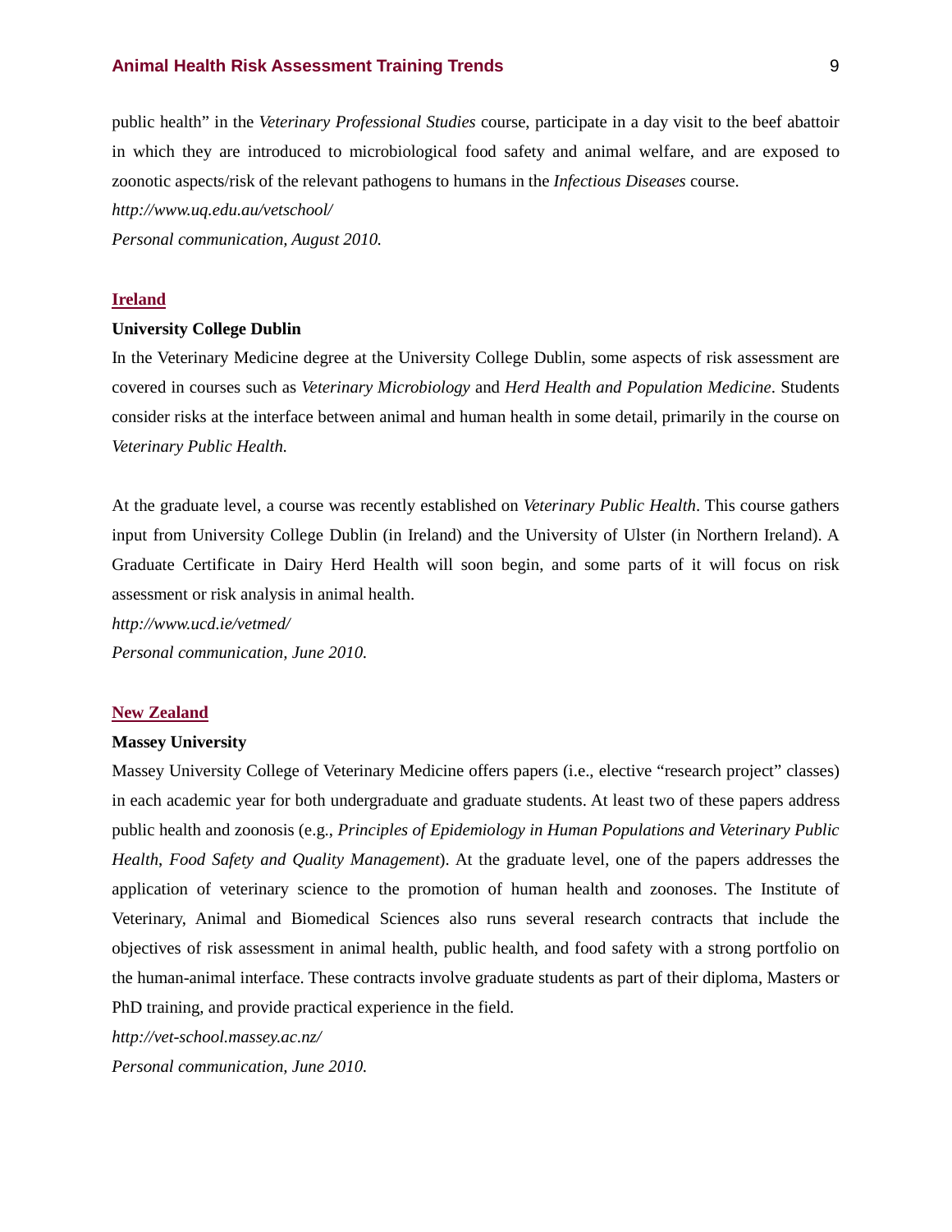public health" in the *Veterinary Professional Studies* course, participate in a day visit to the beef abattoir in which they are introduced to microbiological food safety and animal welfare, and are exposed to zoonotic aspects/risk of the relevant pathogens to humans in the *Infectious Diseases* course.

*http://www.uq.edu.au/vetschool/*

*Personal communication, August 2010.*

## Ireland

**University College Dublin**

In the Veterinary Medicine degree at the University College Dublin, some aspects of risk assessment are covered in courses such as *Veterinary Microbiology* and *Herd Health and Population Medicine*. Students consider risks at the interface between animal and human health in some detail, primarily in the course on *Veterinary Public Health.*

At the graduate level, a course was recently established on *Veterinary Public Health*. This course gathers input from University College Dublin (in Ireland) and the University of Ulster (in Northern Ireland). A Graduate Certificate in Dairy Herd Health will soon begin, and some parts of it will focus on risk assessment or risk analysis in animal health.

*http://www.ucd.ie/vetmed/*

*Personal communication, June 2010.*

## New Zealand

**Massey University**

Massey University College of Veterinary Medicine offers papers (i.e., elective "research project" classes) in each academic year for both undergraduate and graduate students. At least two of these papers address public health and zoonosis (e.g., *Principles of Epidemiology in Human Populations and Veterinary Public Health*, *Food Safety and Quality Management*). At the graduate level, one of the papers addresses the application of veterinary science to the promotion of human health and zoonoses. The Institute of Veterinary, Animal and Biomedical Sciences also runs several research contracts that include the objectives of risk assessment in animal health, public health, and food safety with a strong portfolio on the human-animal interface. These contracts involve graduate students as part of their diploma, Masters or PhD training, and provide practical experience in the field.

*http://vet-school.massey.ac.nz/*

*Personal communication, June 2010.*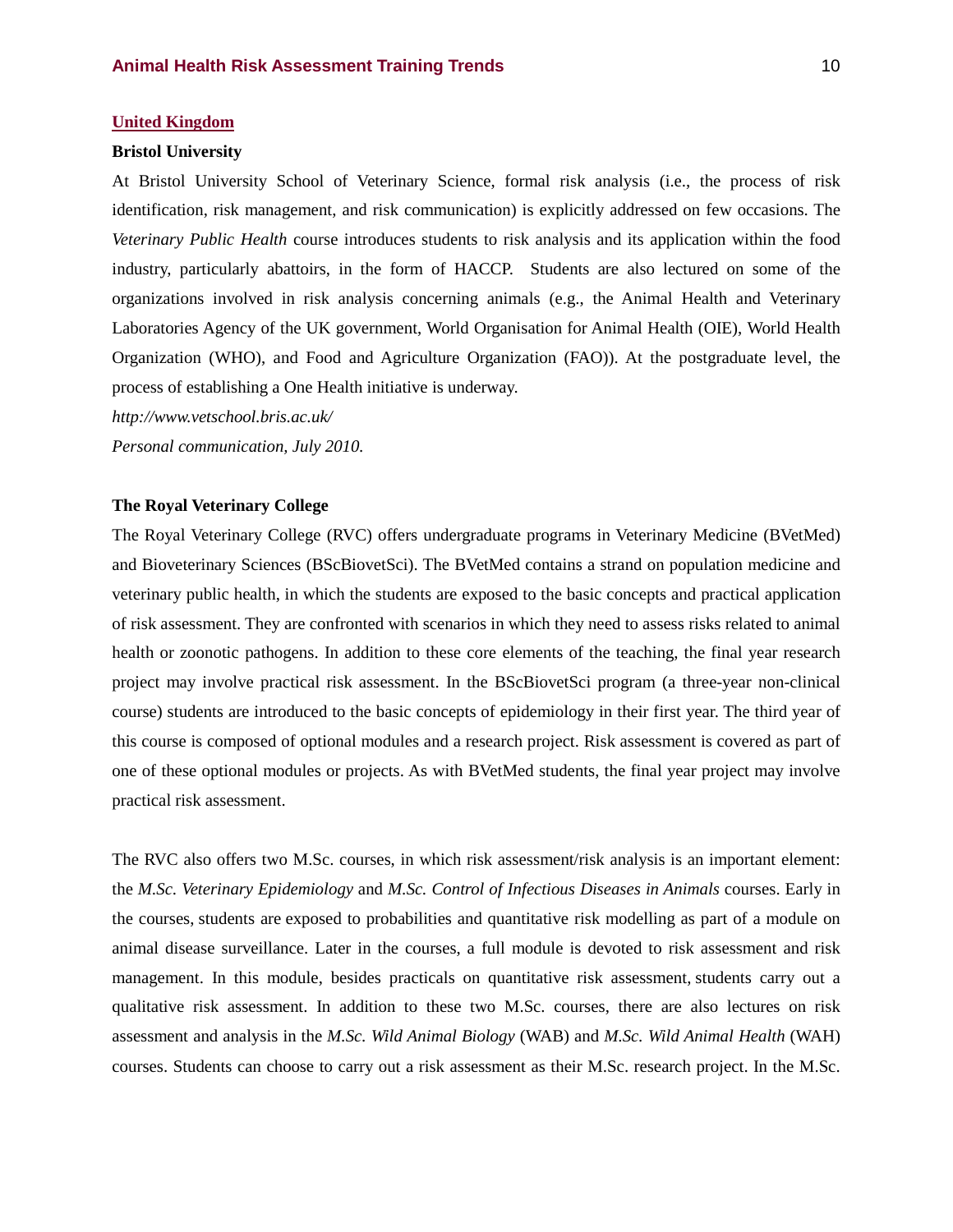## United Kingdom

### Bristol University

At Bristol University School of Veterinary Science, formal risk analysis (i.e., the process of risk identification, risk management, and risk communication) is explicitly addressed on few occasions. The *Veterinary Public Health* course introduces students to risk analysis and its application within the food industry, particularly abattoirs, in the form of HACCP. Students are also lectured on some of the organizations involved in risk analysis concerning animals (e.g., the Animal Health and Veterinary Laboratories Agency of the UK government, World Organisation for Animal Health (OIE), World Health Organization (WHO), and Food and Agriculture Organization (FAO)). At the postgraduate level, the process of establishing a One Health initiative is underway.

*http://www.vetschool.bris.ac.uk/*

*Personal communication, July 2010.*

### The Royal Veterinary College

The Royal Veterinary College (RVC) offers undergraduate programs in Veterinary Medicine (BVetMed) and Bioveterinary Sciences (BScBiovetSci). The BVetMed contains a strand on population medicine and veterinary public health, in which the students are exposed to the basic concepts and practical application of risk assessment. They are confronted with scenarios in which they need to assess risks related to animal health or zoonotic pathogens. In addition to these core elements of the teaching, the final year research project may involve practical risk assessment. In the BScBiovetSci program (a three-year non-clinical course) students are introduced to the basic concepts of epidemiology in their first year. The third year of this course is composed of optional modules and a research project. Risk assessment is covered as part of one of these optional modules or projects. As with BVetMed students, the final year project may involve practical risk assessment.

The RVC also offers two M.Sc. courses, in which risk assessment/risk analysis is an important element: the *M.Sc. Veterinary Epidemiology* and *M.Sc. Control of Infectious Diseases in Animals* courses. Early in the courses, students are exposed to probabilities and quantitative risk modelling as part of a module on animal disease surveillance. Later in the courses, a full module is devoted to risk assessment and risk management. In this module, besides practicals on quantitative risk assessment, students carry out a qualitative risk assessment. In addition to these two M.Sc. courses, there are also lectures on risk assessment and analysis in the *M.Sc. Wild Animal Biology* (WAB) and *M.Sc. Wild Animal Health* (WAH) courses. Students can choose to carry out a risk assessment as their M.Sc. research project. In the M.Sc.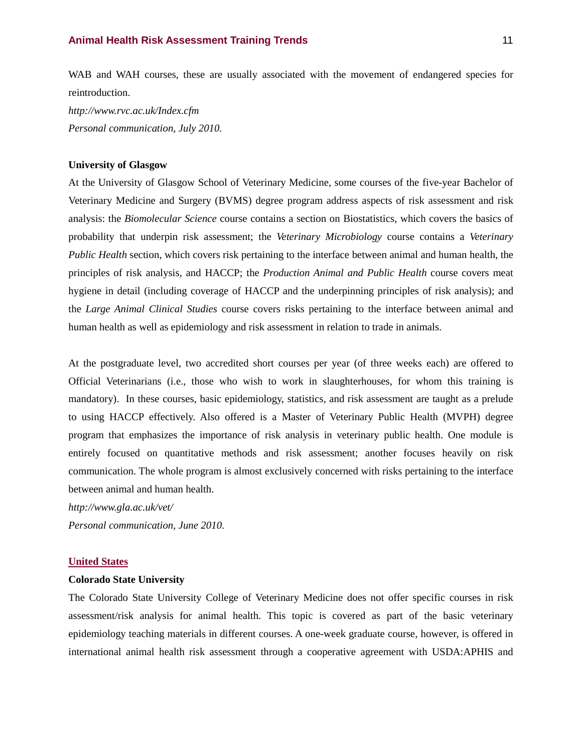WAB and WAH courses, these are usually associated with the movement of endangered species for reintroduction.

*http://www.rvc.ac.uk/Index.cfm*

*Personal communication, July 2010.*

**University of Glasgow**

At the University of Glasgow School of Veterinary Medicine, some courses of the five-year Bachelor of Veterinary Medicine and Surgery (BVMS) degree program address aspects of risk assessment and risk analysis: the *Biomolecular Science* course contains a section on Biostatistics, which covers the basics of probability that underpin risk assessment; the *Veterinary Microbiology* course contains a *Veterinary Public Health* section, which covers risk pertaining to the interface between animal and human health, the principles of risk analysis, and HACCP; the *Production Animal and Public Health* course covers meat hygiene in detail (including coverage of HACCP and the underpinning principles of risk analysis); and the *Large Animal Clinical Studies* course covers risks pertaining to the interface between animal and human health as well as epidemiology and risk assessment in relation to trade in animals.

At the postgraduate level, two accredited short courses per year (of three weeks each) are offered to Official Veterinarians (i.e., those who wish to work in slaughterhouses, for whom this training is mandatory). In these courses, basic epidemiology, statistics, and risk assessment are taught as a prelude to using HACCP effectively. Also offered is a Master of Veterinary Public Health (MVPH) degree program that emphasizes the importance of risk analysis in veterinary public health. One module is entirely focused on quantitative methods and risk assessment; another focuses heavily on risk communication. The whole program is almost exclusively concerned with risks pertaining to the interface between animal and human health.

*http://www.gla.ac.uk/vet/*

*Personal communication, June 2010.*

## United States

**Colorado State University**

The Colorado State University College of Veterinary Medicine does not offer specific courses in risk assessment/risk analysis for animal health. This topic is covered as part of the basic veterinary epidemiology teaching materials in different courses. A one-week graduate course, however, is offered in international animal health risk assessment through a cooperative agreement with USDA:APHIS and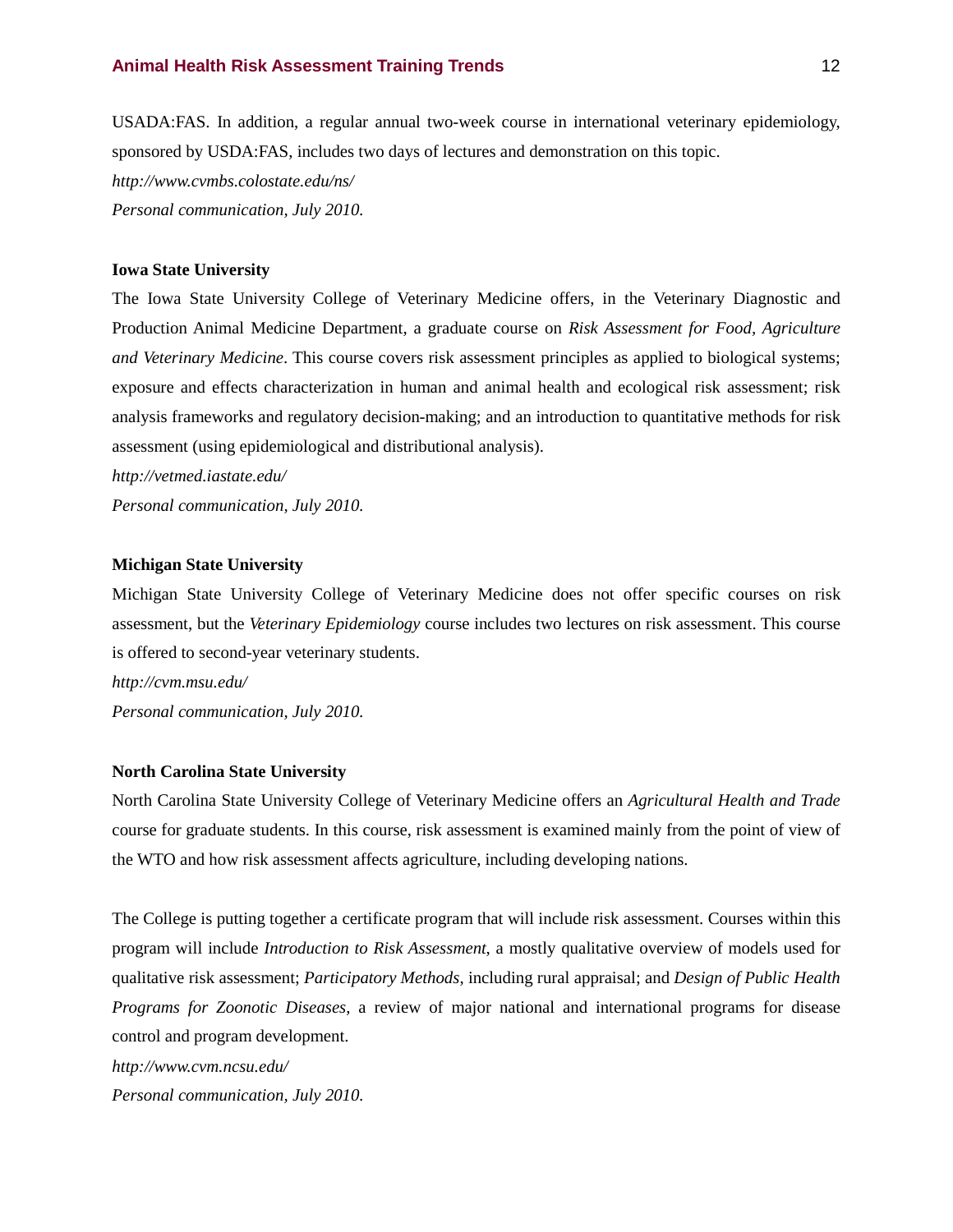USADA:FAS. In addition, a regular annual two-week course in international veterinary epidemiology, sponsored by USDA:FAS, includes two days of lectures and demonstration on this topic.

*http://www.cvmbs.colostate.edu/ns/*

*Personal communication, July 2010.*

**Iowa State University**

The Iowa State University College of Veterinary Medicine offers, in the Veterinary Diagnostic and Production Animal Medicine Department, a graduate course on *Risk Assessment for Food, Agriculture and Veterinary Medicine*. This course covers risk assessment principles as applied to biological systems; exposure and effects characterization in human and animal health and ecological risk assessment; risk analysis frameworks and regulatory decision-making; and an introduction to quantitative methods for risk assessment (using epidemiological and distributional analysis).

*http://vetmed.iastate.edu/*

*Personal communication, July 2010.*

**Michigan State University**

Michigan State University College of Veterinary Medicine does not offer specific courses on risk assessment, but the *Veterinary Epidemiology* course includes two lectures on risk assessment. This course is offered to second-year veterinary students.

*http://cvm.msu.edu/*

*Personal communication, July 2010.*

**North Carolina State University**

North Carolina State University College of Veterinary Medicine offers an *Agricultural Health and Trade* course for graduate students. In this course, risk assessment is examined mainly from the point of view of the WTO and how risk assessment affects agriculture, including developing nations.

The College is putting together a certificate program that will include risk assessment. Courses within this program will include *Introduction to Risk Assessment*, a mostly qualitative overview of models used for qualitative risk assessment; *Participatory Methods*, including rural appraisal; and *Design of Public Health Programs for Zoonotic Diseases*, a review of major national and international programs for disease control and program development.

*http://www.cvm.ncsu.edu/*

*Personal communication, July 2010.*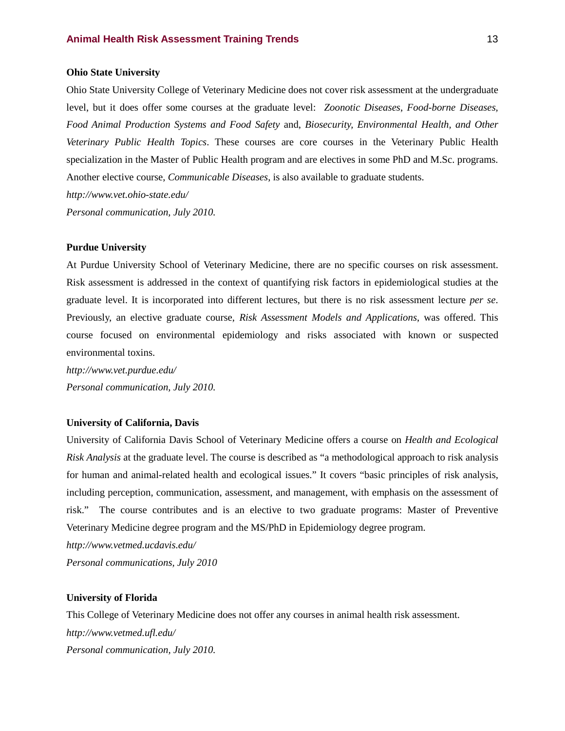**Ohio State University**

Ohio State University College of Veterinary Medicine does not cover risk assessment at the undergraduate level, but it does offer some courses at the graduate level: *Zoonotic Diseases*, *Food-borne Diseases, Food Animal Production Systems and Food Safety* and, *Biosecurity, Environmental Health, and Other Veterinary Public Health Topics*. These courses are core courses in the Veterinary Public Health specialization in the Master of Public Health program and are electives in some PhD and M.Sc. programs. Another elective course, *Communicable Diseases*, is also available to graduate students.

*http://www.vet.ohio-state.edu/*

*Personal communication, July 2010.*

**Purdue University**

At Purdue University School of Veterinary Medicine, there are no specific courses on risk assessment. Risk assessment is addressed in the context of quantifying risk factors in epidemiological studies at the graduate level. It is incorporated into different lectures, but there is no risk assessment lecture *per se*. Previously, an elective graduate course, *Risk Assessment Models and Applications*, was offered. This course focused on environmental epidemiology and risks associated with known or suspected environmental toxins.

*http://www.vet.purdue.edu/*

*Personal communication, July 2010.*

**University of California, Davis**

University of California Davis School of Veterinary Medicine offers a course on *Health and Ecological Risk Analysis* at the graduate level. The course is described as "a methodological approach to risk analysis for human and animal-related health and ecological issues." It covers "basic principles of risk analysis, including perception, communication, assessment, and management, with emphasis on the assessment of risk." The course contributes and is an elective to two graduate programs: Master of Preventive Veterinary Medicine degree program and the MS/PhD in Epidemiology degree program.

*http://www.vetmed.ucdavis.edu/*

*Personal communications, July 2010*

**University of Florida**

This College of Veterinary Medicine does not offer any courses in animal health risk assessment.

*http://www.vetmed.ufl.edu/*

*Personal communication, July 2010.*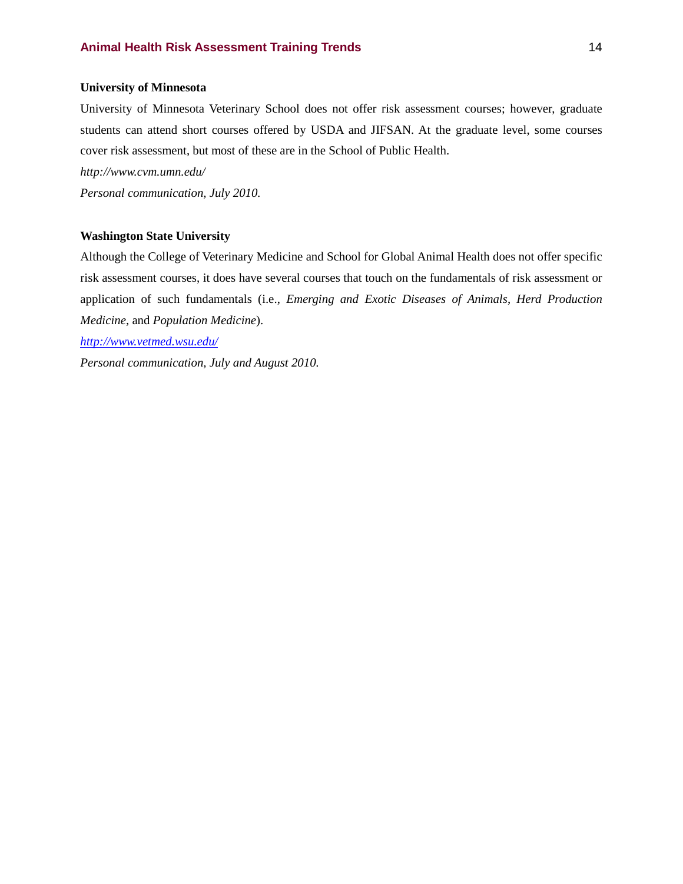**University of Minnesota**

University of Minnesota Veterinary School does not offer risk assessment courses; however, graduate students can attend short courses offered by USDA and JIFSAN. At the graduate level, some courses cover risk assessment, but most of these are in the School of Public Health.

*http://www.cvm.umn.edu/*

*Personal communication, July 2010.*

**Washington State University**

Although the College of Veterinary Medicine and School for Global Animal Health does not offer specific risk assessment courses, it does have several courses that touch on the fundamentals of risk assessment or application of such fundamentals (i.e., *Emerging and Exotic Diseases of Animals*, *Herd Production Medicine*, and *Population Medicine*).

*http://www.vetmed.wsu.edu/*

*Personal communication, July and August 2010.*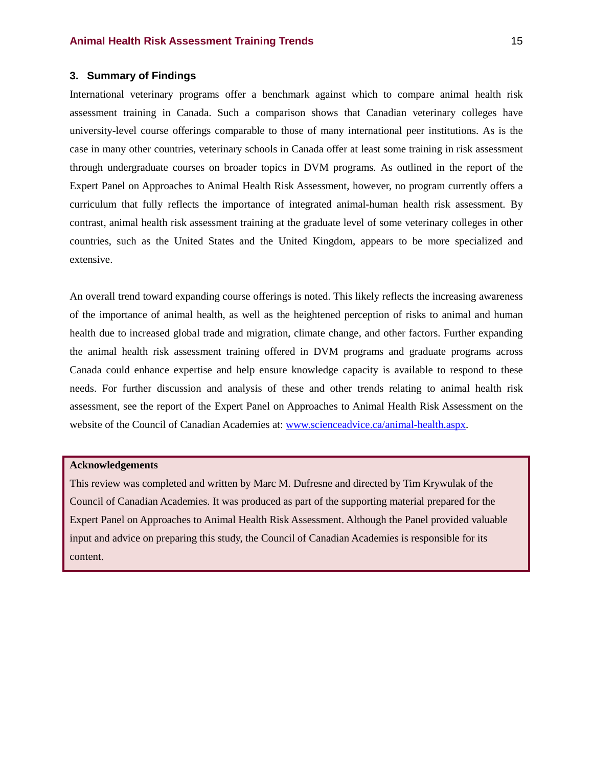## 3. Summary of Findings

International veterinary programs offer a benchmark against which to compare animal health risk assessment training in Canada. Such a comparison shows that Canadian veterinary colleges have university-level course offerings comparable to those of many international peer institutions. As is the case in many other countries, veterinary schools in Canada offer at least some training in risk assessment through undergraduate courses on broader topics in DVM programs. As outlined in the report of the Expert Panel on Approaches to Animal Health Risk Assessment, however, no program currently offers a curriculum that fully reflects the importance of integrated animal-human health risk assessment. By contrast, animal health risk assessment training at the graduate level of some veterinary colleges in other countries, such as the United States and the United Kingdom, appears to be more specialized and extensive.

An overall trend toward expanding course offerings is noted. This likely reflects the increasing awareness of the importance of animal health, as well as the heightened perception of risks to animal and human health due to increased global trade and migration, climate change, and other factors. Further expanding the animal health risk assessment training offered in DVM programs and graduate programs across Canada could enhance expertise and help ensure knowledge capacity is available to respond to these needs. For further discussion and analysis of these and other trends relating to animal health risk assessment, see the report of the Expert Panel on Approaches to Animal Health Risk Assessment on the website of the Council of Canadian Academies at: [www.scienceadvice.ca/animal-health.aspx](www.scienceadvice.ca/animal-health.aspx).

**Acknowledgements**

This review was completed and written by Marc M. Dufresne and directed by Tim Krywulak of the Council of Canadian Academies. It was produced as part of the supporting material prepared for the Expert Panel on Approaches to Animal Health Risk Assessment. Although the Panel provided valuable input and advice on preparing this study, the Council of Canadian Academies is responsible for its content.